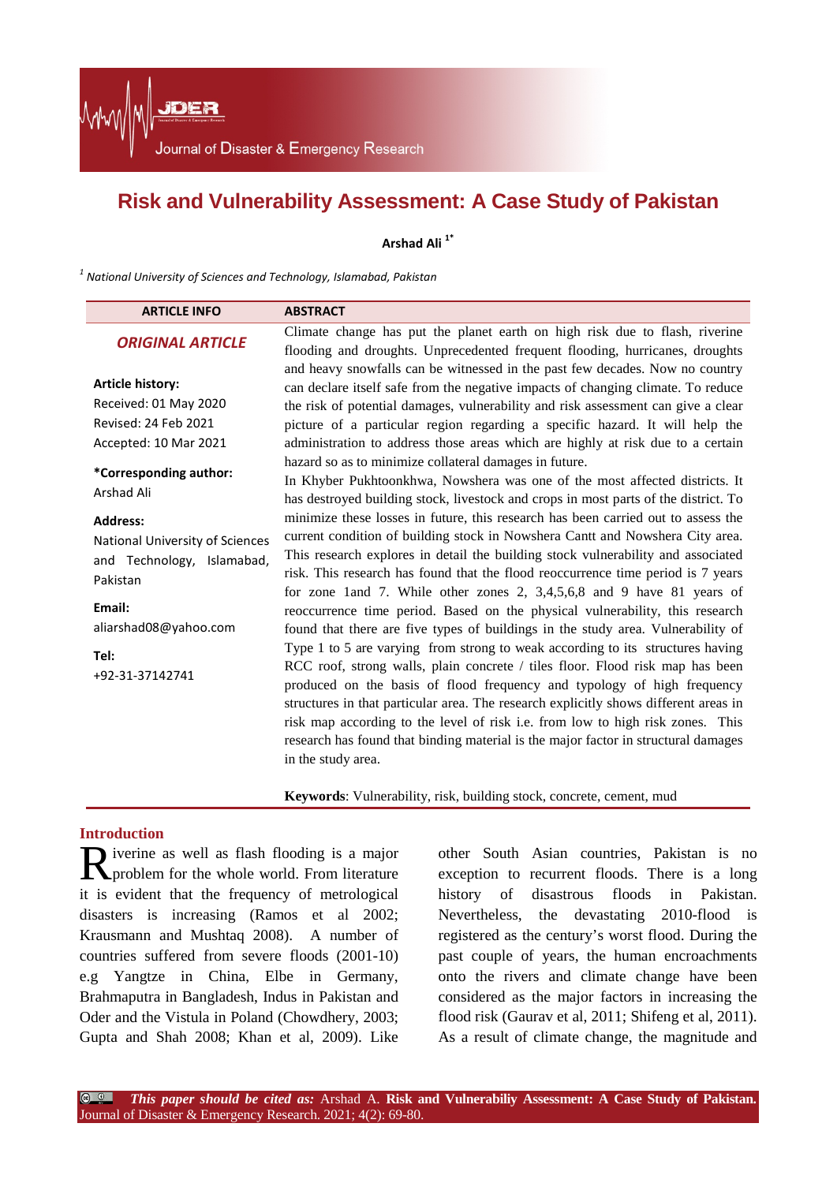# Risk and Vulnerability Assessment: A Case Study of Pakistan

**Arshad Ali** [1*]

[1] *National University of Sciences and Technology, Islamabad, Pakistan*

| ARTICLE INFO | ABSTRACT |
|---|---|
| ***ORIGINAL ARTICLE*** <br><br> **Article history:** <br> Received: 01 May 2020 <br> Revised: 24 Feb 2021 <br> Accepted: 10 Mar 2021 <br><br> **\*Corresponding author:** <br> Arshad Ali <br><br> **Address:** <br> National University of Sciences and Technology, Islamabad, Pakistan <br><br> **Email:** <br> aliarshad08@yahoo.com <br><br> **Tel:** <br> +92-31-37142741 | Climate change has put the planet earth on high risk due to flash, riverine flooding and droughts. Unprecedented frequent flooding, hurricanes, droughts and heavy snowfalls can be witnessed in the past few decades. Now no country can declare itself safe from the negative impacts of changing climate. To reduce the risk of potential damages, vulnerability and risk assessment can give a clear picture of a particular region regarding a specific hazard. It will help the administration to address those areas which are highly at risk due to a certain hazard so as to minimize collateral damages in future. <br> In Khyber Pukhtoonkhwa, Nowshera was one of the most affected districts. It has destroyed building stock, livestock and crops in most parts of the district. To minimize these losses in future, this research has been carried out to assess the current condition of building stock in Nowshera Cantt and Nowshera City area. This research explores in detail the building stock vulnerability and associated risk. This research has found that the flood reoccurrence time period is 7 years for zone 1and 7. While other zones 2, 3,4,5,6,8 and 9 have 81 years of reoccurrence time period. Based on the physical vulnerability, this research found that there are five types of buildings in the study area. Vulnerability of Type 1 to 5 are varying from strong to weak according to its structures having RCC roof, strong walls, plain concrete / tiles floor. Flood risk map has been produced on the basis of flood frequency and typology of high frequency structures in that particular area. The research explicitly shows different areas in risk map according to the level of risk i.e. from low to high risk zones. This research has found that binding material is the major factor in structural damages in the study area. <br><br> **Keywords**: Vulnerability, risk, building stock, concrete, cement, mud |

## Introduction

Riverine as well as flash flooding is a major problem for the whole world. From literature it is evident that the frequency of metrological disasters is increasing (Ramos et al 2002; Krausmann and Mushtaq 2008). A number of countries suffered from severe floods (2001-10) e.g Yangtze in China, Elbe in Germany, Brahmaputra in Bangladesh, Indus in Pakistan and Oder and the Vistula in Poland (Chowdhery, 2003; Gupta and Shah 2008; Khan et al, 2009). Like other South Asian countries, Pakistan is no exception to recurrent floods. There is a long history of disastrous floods in Pakistan. Nevertheless, the devastating 2010-flood is registered as the century's worst flood. During the past couple of years, the human encroachments onto the rivers and climate change have been considered as the major factors in increasing the flood risk (Gaurav et al, 2011; Shifeng et al, 2011). As a result of climate change, the magnitude and

***This paper should be cited as:*** Arshad A. **Risk and Vulnerabiliy Assessment: A Case Study of Pakistan.** Journal of Disaster & Emergency Research. 2021; 4(2): 69-80.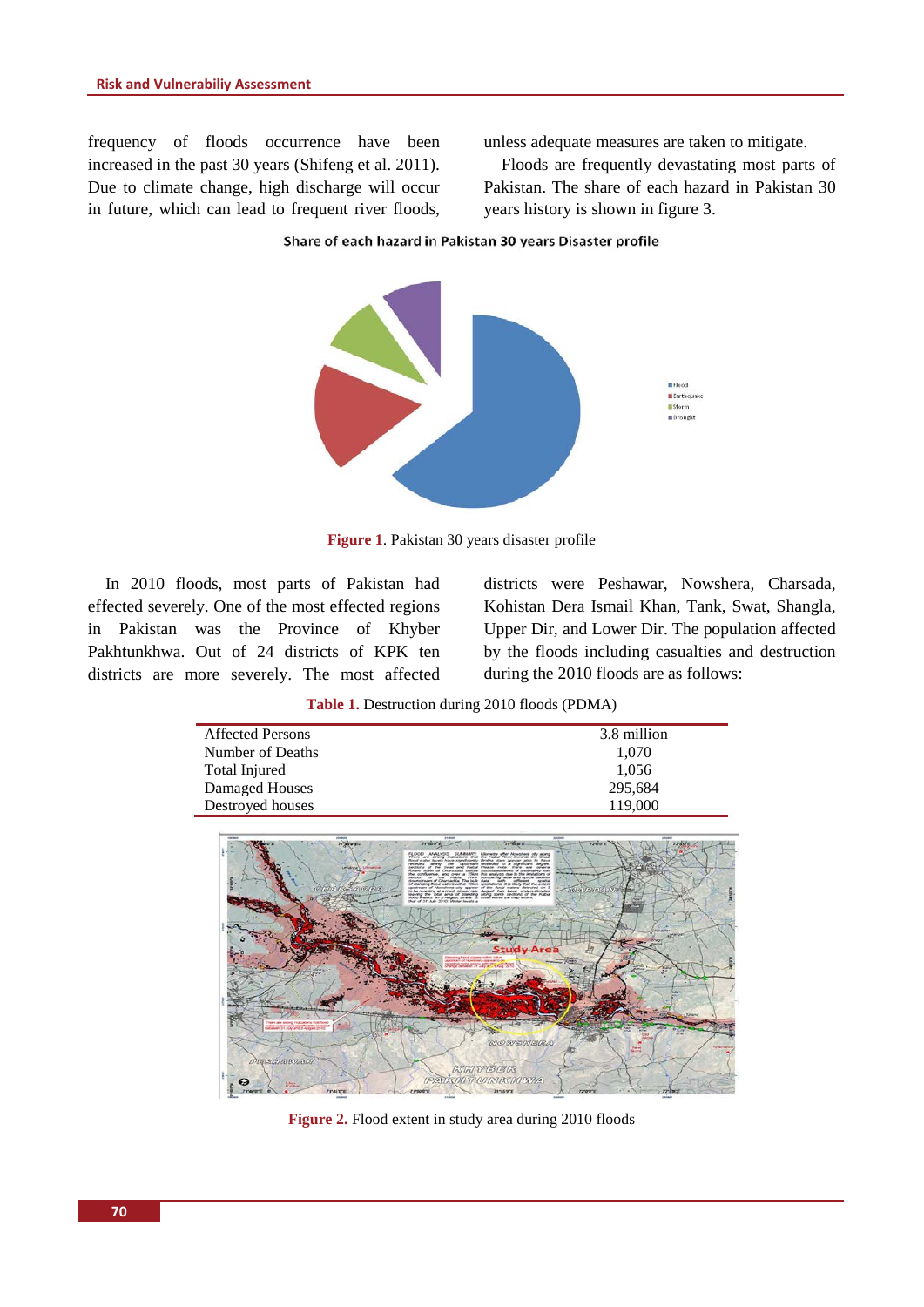frequency of floods occurrence have been increased in the past 30 years (Shifeng et al. 2011). Due to climate change, high discharge will occur in future, which can lead to frequent river floods, unless adequate measures are taken to mitigate.

Floods are frequently devastating most parts of Pakistan. The share of each hazard in Pakistan 30 years history is shown in figure 3.

**Figure 1**. Pakistan 30 years disaster profile

In 2010 floods, most parts of Pakistan had effected severely. One of the most effected regions in Pakistan was the Province of Khyber Pakhtunkhwa. Out of 24 districts of KPK ten districts are more severely. The most affected districts were Peshawar, Nowshera, Charsada, Kohistan Dera Ismail Khan, Tank, Swat, Shangla, Upper Dir, and Lower Dir. The population affected by the floods including casualties and destruction during the 2010 floods are as follows:

**Table 1.** Destruction during 2010 floods (PDMA)

| | |
|---|---|
| Affected Persons | 3.8 million |
| Number of Deaths | 1,070 |
| Total Injured | 1,056 |
| Damaged Houses | 295,684 |
| Destroyed houses | 119,000 |

**Figure 2.** Flood extent in study area during 2010 floods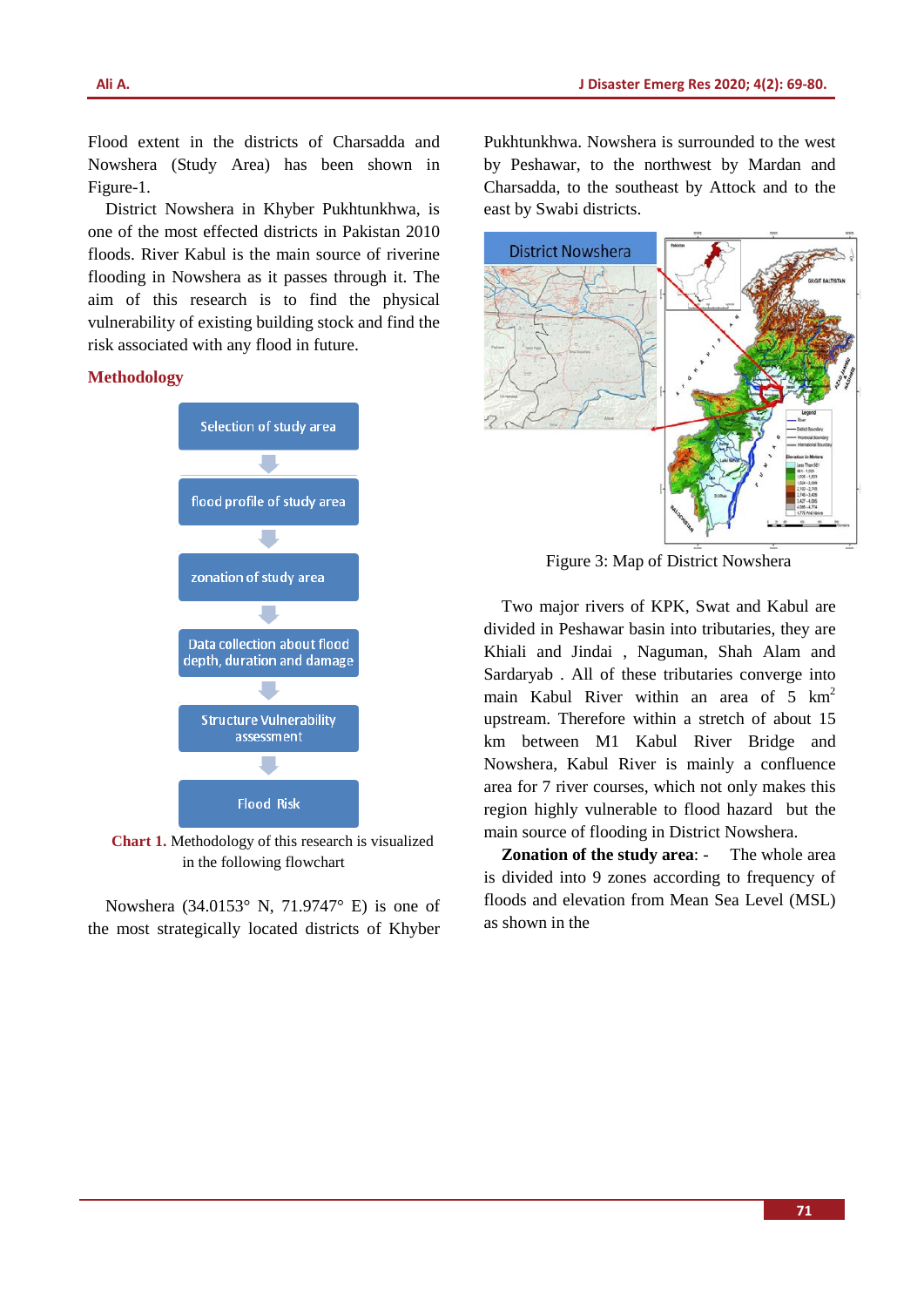Flood extent in the districts of Charsadda and Nowshera (Study Area) has been shown in Figure-1.

District Nowshera in Khyber Pukhtunkhwa, is one of the most effected districts in Pakistan 2010 floods. River Kabul is the main source of riverine flooding in Nowshera as it passes through it. The aim of this research is to find the physical vulnerability of existing building stock and find the risk associated with any flood in future.

## Methodology

Selection of study area

flood profile of study area

zonation of study area

Data collection about flood depth, duration and damage

Structure Vulnerability assessment

Flood Risk

**Chart 1.** Methodology of this research is visualized in the following flowchart

Nowshera (34.0153° N, 71.9747° E) is one of the most strategically located districts of Khyber Pukhtunkhwa. Nowshera is surrounded to the west by Peshawar, to the northwest by Mardan and Charsadda, to the southeast by Attock and to the east by Swabi districts.

Figure 3: Map of District Nowshera

Two major rivers of KPK, Swat and Kabul are divided in Peshawar basin into tributaries, they are Khiali and Jindai , Naguman, Shah Alam and Sardaryab . All of these tributaries converge into main Kabul River within an area of 5 $km^2$ upstream. Therefore within a stretch of about 15 km between M1 Kabul River Bridge and Nowshera, Kabul River is mainly a confluence area for 7 river courses, which not only makes this region highly vulnerable to flood hazard but the main source of flooding in District Nowshera.

**Zonation of the study area**: - The whole area is divided into 9 zones according to frequency of floods and elevation from Mean Sea Level (MSL) as shown in the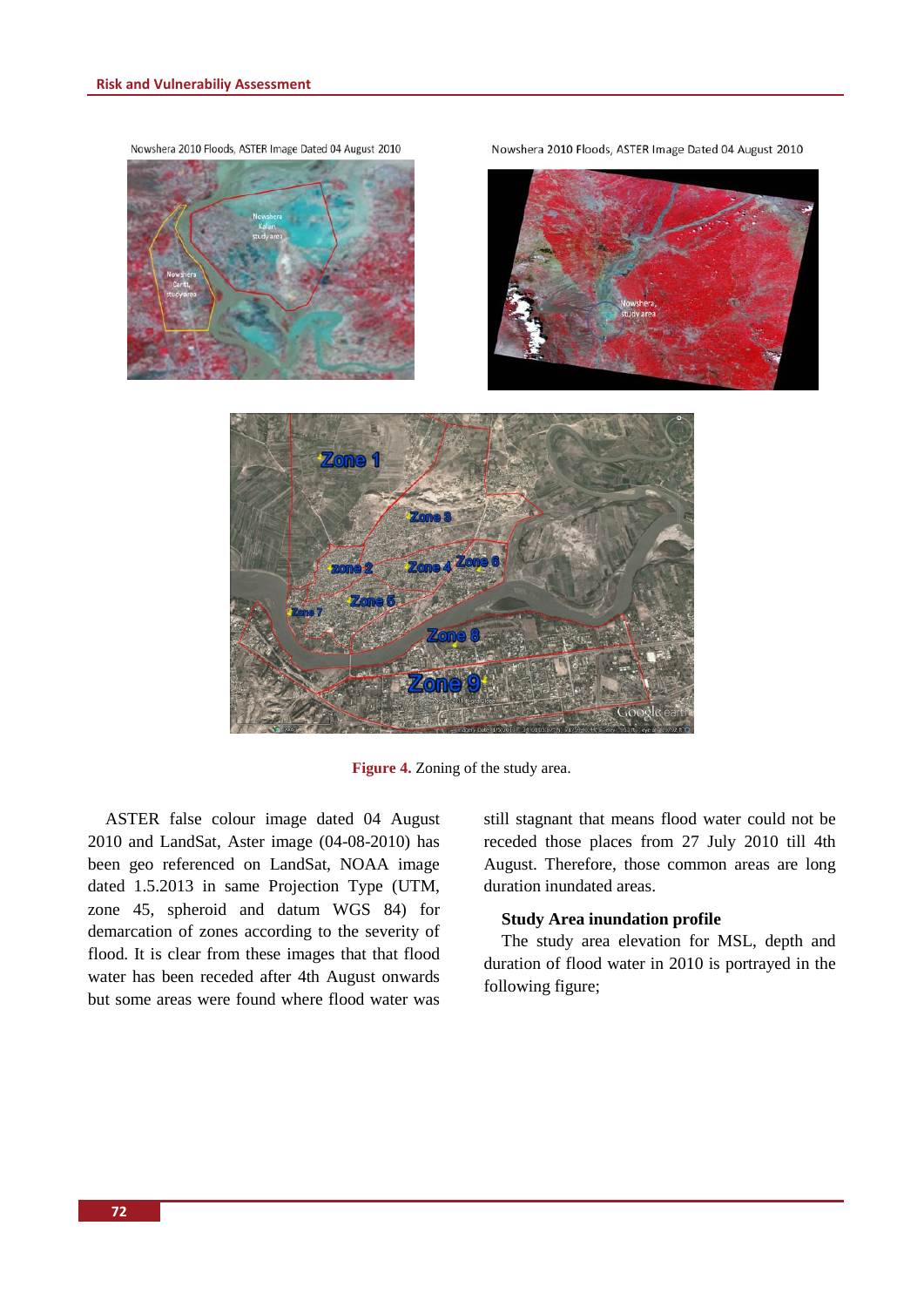Nowshera 2010 Floods, ASTER Image Dated 04 August 2010

Nowshera 2010 Floods, ASTER Image Dated 04 August 2010

**Figure 4.** Zoning of the study area.

ASTER false colour image dated 04 August 2010 and LandSat, Aster image (04-08-2010) has been geo referenced on LandSat, NOAA image dated 1.5.2013 in same Projection Type (UTM, zone 45, spheroid and datum WGS 84) for demarcation of zones according to the severity of flood. It is clear from these images that that flood water has been receded after 4th August onwards but some areas were found where flood water was still stagnant that means flood water could not be receded those places from 27 July 2010 till 4th August. Therefore, those common areas are long duration inundated areas.

### Study Area inundation profile

The study area elevation for MSL, depth and duration of flood water in 2010 is portrayed in the following figure;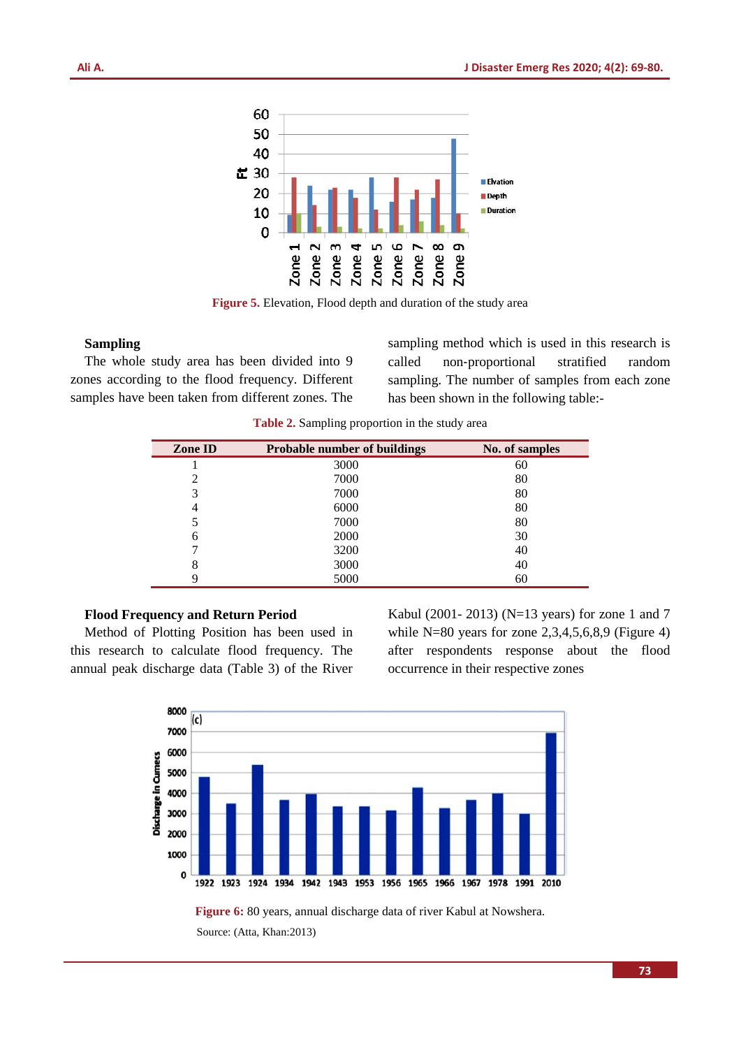Figure 5. Elevation, Flood depth and duration of the study area

### Sampling

The whole study area has been divided into 9 zones according to the flood frequency. Different samples have been taken from different zones. The sampling method which is used in this research is called non-proportional stratified random sampling. The number of samples from each zone has been shown in the following table:-

Table 2. Sampling proportion in the study area

| Zone ID | Probable number of buildings | No. of samples |
|---|---|---|
| 1 | 3000 | 60 |
| 2 | 7000 | 80 |
| 3 | 7000 | 80 |
| 4 | 6000 | 80 |
| 5 | 7000 | 80 |
| 6 | 2000 | 30 |
| 7 | 3200 | 40 |
| 8 | 3000 | 40 |
| 9 | 5000 | 60 |

### Flood Frequency and Return Period

Method of Plotting Position has been used in this research to calculate flood frequency. The annual peak discharge data (Table 3) of the River Kabul (2001- 2013) (N=13 years) for zone 1 and 7 while N=80 years for zone 2,3,4,5,6,8,9 (Figure 4) after respondents response about the flood occurrence in their respective zones

Figure 6: 80 years, annual discharge data of river Kabul at Nowshera.

Source: (Atta, Khan:2013)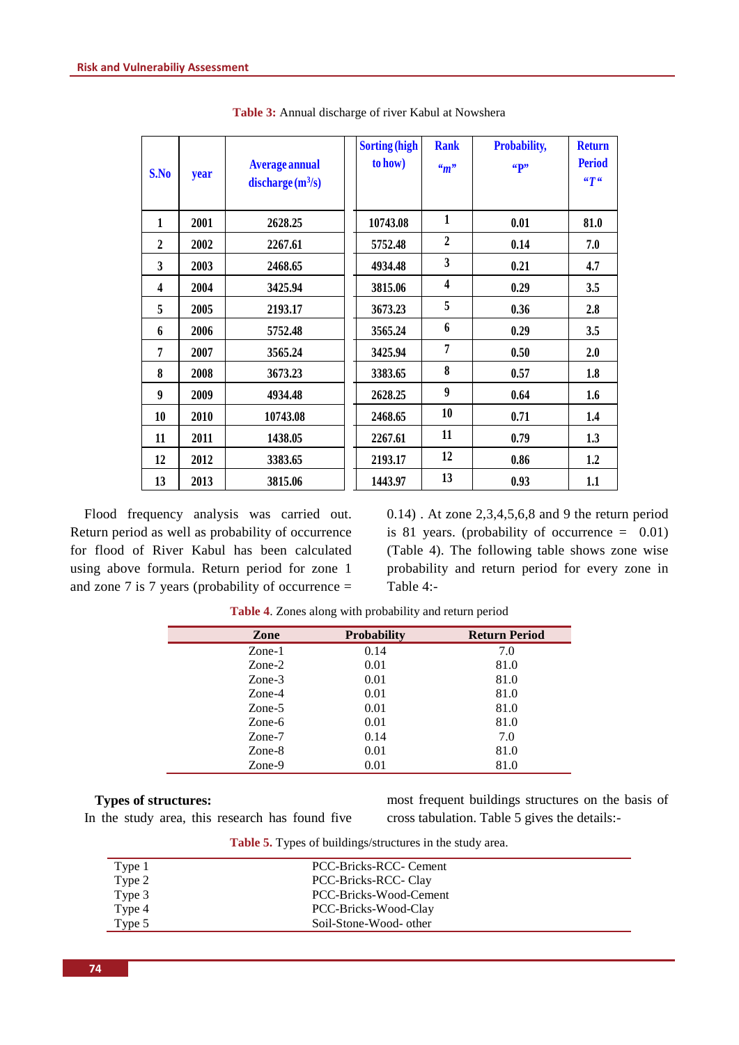**Table 3:** Annual discharge of river Kabul at Nowshera

| S.No | year | Average annual discharge ($m^3/s$) | Sorting (high to how) | Rank "*m*" | Probability, "P" | Return Period "*T*" |
|---|---|---|---|---|---|---|
| 1 | 2001 | 2628.25 | 10743.08 | 1 | 0.01 | 81.0 |
| 2 | 2002 | 2267.61 | 5752.48 | 2 | 0.14 | 7.0 |
| 3 | 2003 | 2468.65 | 4934.48 | 3 | 0.21 | 4.7 |
| 4 | 2004 | 3425.94 | 3815.06 | 4 | 0.29 | 3.5 |
| 5 | 2005 | 2193.17 | 3673.23 | 5 | 0.36 | 2.8 |
| 6 | 2006 | 5752.48 | 3565.24 | 6 | 0.29 | 3.5 |
| 7 | 2007 | 3565.24 | 3425.94 | 7 | 0.50 | 2.0 |
| 8 | 2008 | 3673.23 | 3383.65 | 8 | 0.57 | 1.8 |
| 9 | 2009 | 4934.48 | 2628.25 | 9 | 0.64 | 1.6 |
| 10 | 2010 | 10743.08 | 2468.65 | 10 | 0.71 | 1.4 |
| 11 | 2011 | 1438.05 | 2267.61 | 11 | 0.79 | 1.3 |
| 12 | 2012 | 3383.65 | 2193.17 | 12 | 0.86 | 1.2 |
| 13 | 2013 | 3815.06 | 1443.97 | 13 | 0.93 | 1.1 |

Flood frequency analysis was carried out. Return period as well as probability of occurrence for flood of River Kabul has been calculated using above formula. Return period for zone 1 and zone 7 is 7 years (probability of occurrence = 0.14) . At zone 2,3,4,5,6,8 and 9 the return period is 81 years. (probability of occurrence = 0.01) (Table 4). The following table shows zone wise probability and return period for every zone in Table 4:-

**Table 4**. Zones along with probability and return period

| Zone | Probability | Return Period |
|---|---|---|
| Zone-1 | 0.14 | 7.0 |
| Zone-2 | 0.01 | 81.0 |
| Zone-3 | 0.01 | 81.0 |
| Zone-4 | 0.01 | 81.0 |
| Zone-5 | 0.01 | 81.0 |
| Zone-6 | 0.01 | 81.0 |
| Zone-7 | 0.14 | 7.0 |
| Zone-8 | 0.01 | 81.0 |
| Zone-9 | 0.01 | 81.0 |

**Types of structures:**

In the study area, this research has found five most frequent buildings structures on the basis of cross tabulation. Table 5 gives the details:-

**Table 5.** Types of buildings/structures in the study area.

| | |
|---|---|
| Type 1 | PCC-Bricks-RCC- Cement |
| Type 2 | PCC-Bricks-RCC- Clay |
| Type 3 | PCC-Bricks-Wood-Cement |
| Type 4 | PCC-Bricks-Wood-Clay |
| Type 5 | Soil-Stone-Wood- other |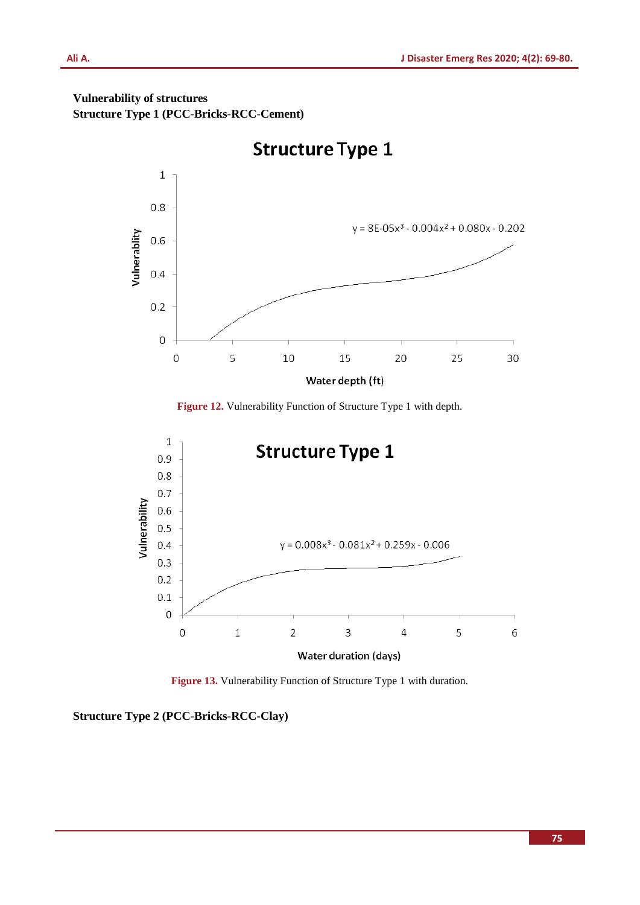**Vulnerability of structures**

**Structure Type 1 (PCC-Bricks-RCC-Cement)**

**Figure 12.** Vulnerability Function of Structure Type 1 with depth.

**Figure 13.** Vulnerability Function of Structure Type 1 with duration.

**Structure Type 2 (PCC-Bricks-RCC-Clay)**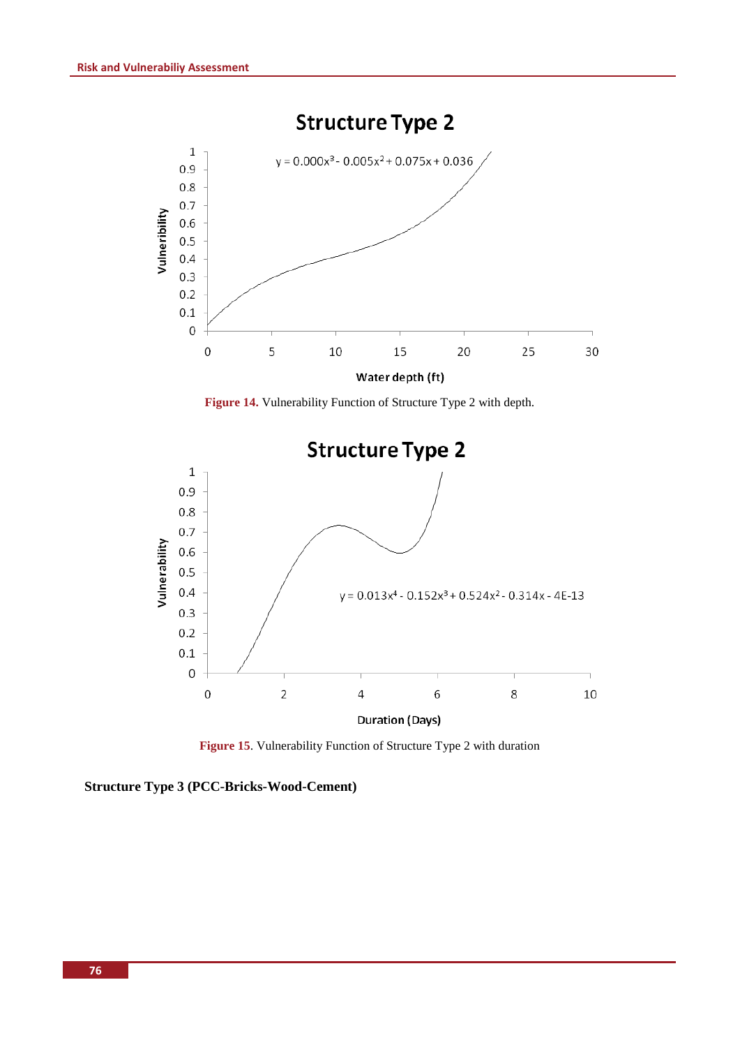**Figure 14.** Vulnerability Function of Structure Type 2 with depth.

**Figure 15**. Vulnerability Function of Structure Type 2 with duration

**Structure Type 3 (PCC-Bricks-Wood-Cement)**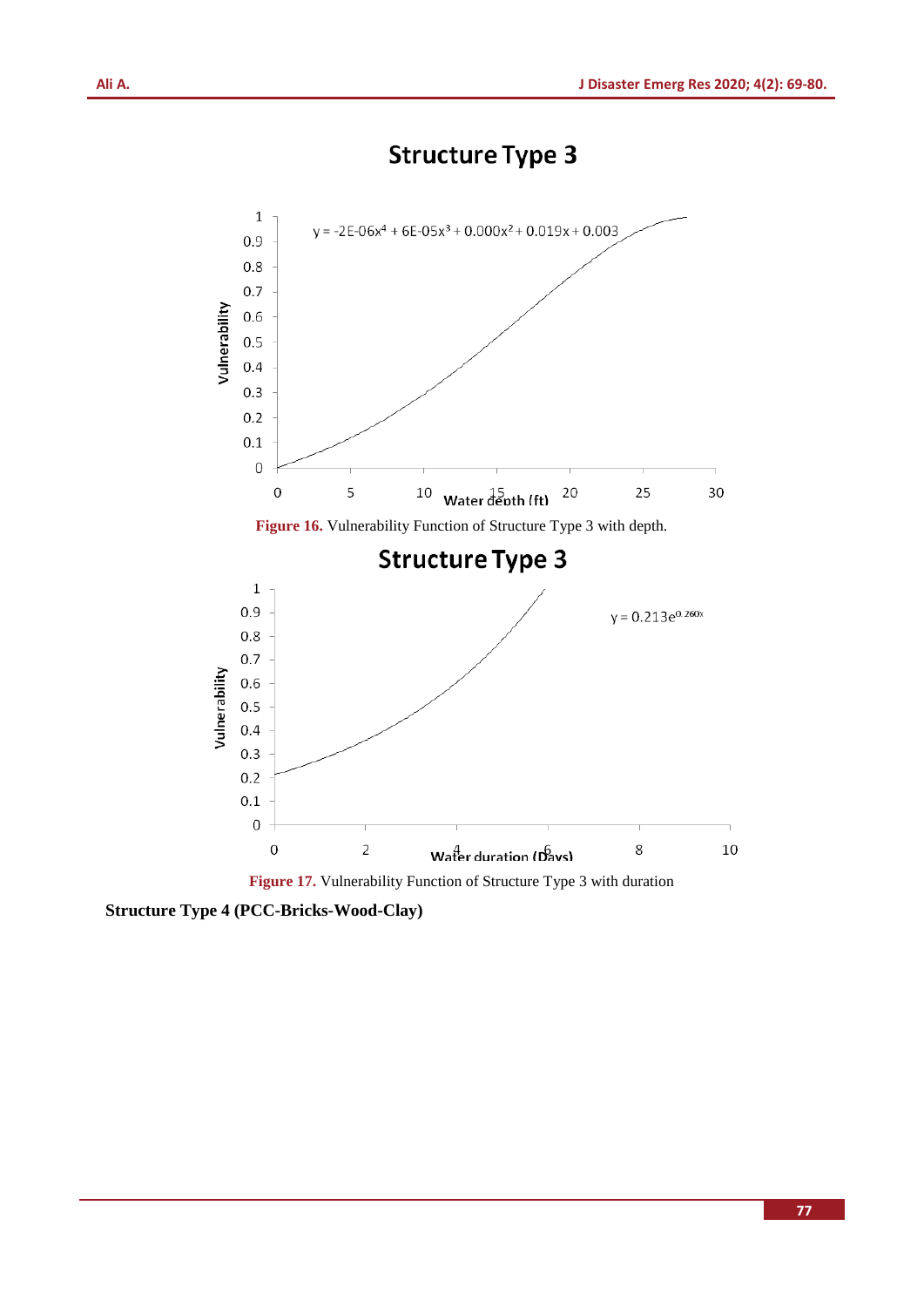**Figure 16.** Vulnerability Function of Structure Type 3 with depth.

**Figure 17.** Vulnerability Function of Structure Type 3 with duration

**Structure Type 4 (PCC-Bricks-Wood-Clay)**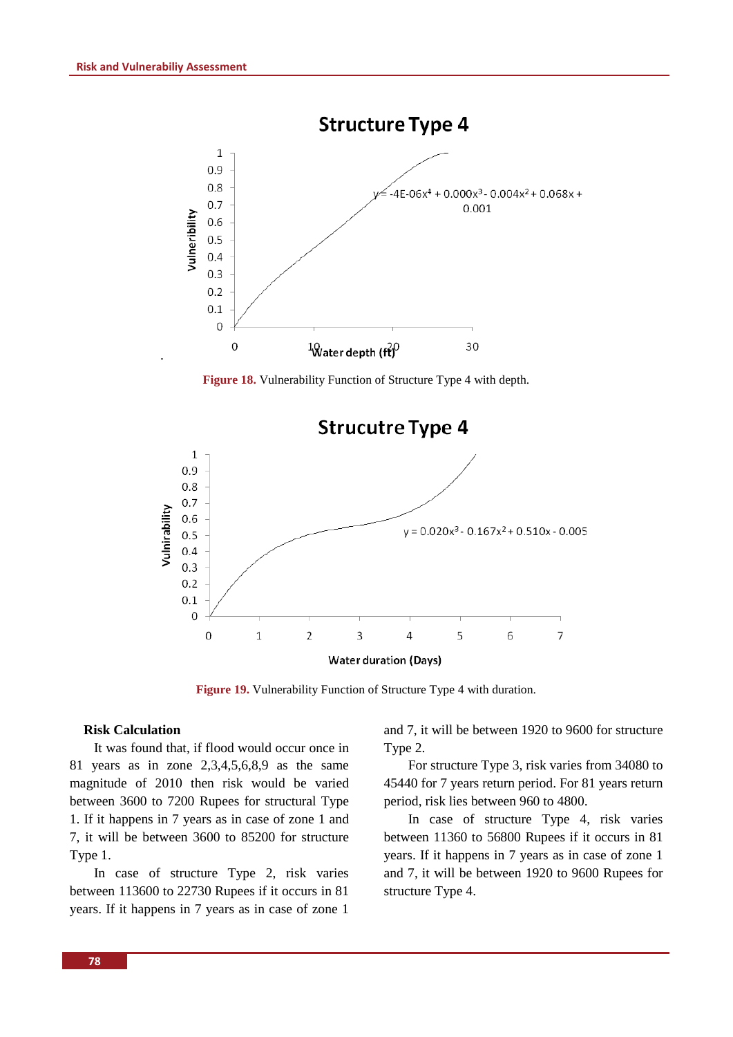**Figure 18.** Vulnerability Function of Structure Type 4 with depth.

**Figure 19.** Vulnerability Function of Structure Type 4 with duration.

### Risk Calculation

It was found that, if flood would occur once in 81 years as in zone 2,3,4,5,6,8,9 as the same magnitude of 2010 then risk would be varied between 3600 to 7200 Rupees for structural Type 1. If it happens in 7 years as in case of zone 1 and 7, it will be between 3600 to 85200 for structure Type 1.

In case of structure Type 2, risk varies between 113600 to 22730 Rupees if it occurs in 81 years. If it happens in 7 years as in case of zone 1 and 7, it will be between 1920 to 9600 for structure Type 2.

For structure Type 3, risk varies from 34080 to 45440 for 7 years return period. For 81 years return period, risk lies between 960 to 4800.

In case of structure Type 4, risk varies between 11360 to 56800 Rupees if it occurs in 81 years. If it happens in 7 years as in case of zone 1 and 7, it will be between 1920 to 9600 Rupees for structure Type 4.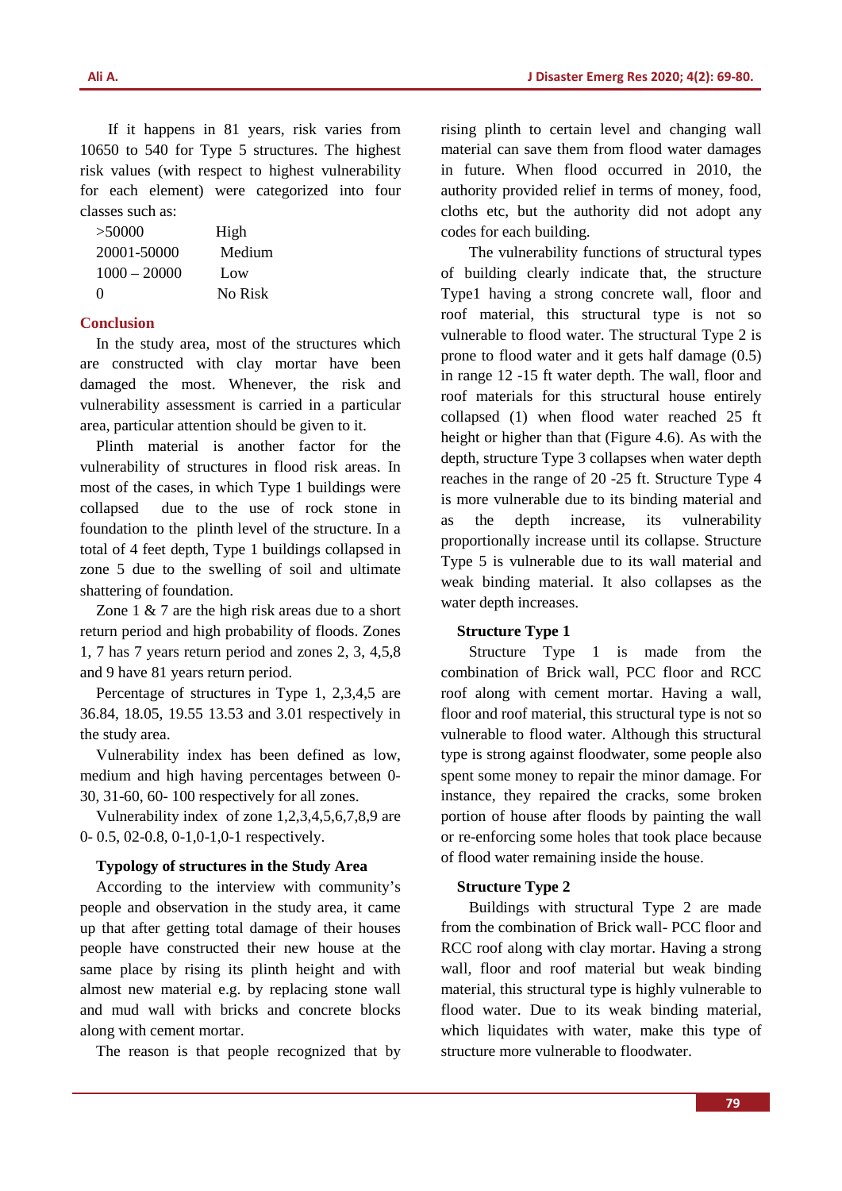If it happens in 81 years, risk varies from 10650 to 540 for Type 5 structures. The highest risk values (with respect to highest vulnerability for each element) were categorized into four classes such as:

| | |
|---|---|
| >50000 | High |
| 20001-50000 | Medium |
| 1000 – 20000 | Low |
| 0 | No Risk |

## Conclusion

In the study area, most of the structures which are constructed with clay mortar have been damaged the most. Whenever, the risk and vulnerability assessment is carried in a particular area, particular attention should be given to it.

Plinth material is another factor for the vulnerability of structures in flood risk areas. In most of the cases, in which Type 1 buildings were collapsed due to the use of rock stone in foundation to the plinth level of the structure. In a total of 4 feet depth, Type 1 buildings collapsed in zone 5 due to the swelling of soil and ultimate shattering of foundation.

Zone 1 & 7 are the high risk areas due to a short return period and high probability of floods. Zones 1, 7 has 7 years return period and zones 2, 3, 4,5,8 and 9 have 81 years return period.

Percentage of structures in Type 1, 2,3,4,5 are 36.84, 18.05, 19.55 13.53 and 3.01 respectively in the study area.

Vulnerability index has been defined as low, medium and high having percentages between 0-30, 31-60, 60- 100 respectively for all zones.

Vulnerability index of zone 1,2,3,4,5,6,7,8,9 are 0- 0.5, 02-0.8, 0-1,0-1,0-1 respectively.

### Typology of structures in the Study Area

According to the interview with community's people and observation in the study area, it came up that after getting total damage of their houses people have constructed their new house at the same place by rising its plinth height and with almost new material e.g. by replacing stone wall and mud wall with bricks and concrete blocks along with cement mortar.

The reason is that people recognized that by rising plinth to certain level and changing wall material can save them from flood water damages in future. When flood occurred in 2010, the authority provided relief in terms of money, food, cloths etc, but the authority did not adopt any codes for each building.

The vulnerability functions of structural types of building clearly indicate that, the structure Type1 having a strong concrete wall, floor and roof material, this structural type is not so vulnerable to flood water. The structural Type 2 is prone to flood water and it gets half damage (0.5) in range 12 -15 ft water depth. The wall, floor and roof materials for this structural house entirely collapsed (1) when flood water reached 25 ft height or higher than that (Figure 4.6). As with the depth, structure Type 3 collapses when water depth reaches in the range of 20 -25 ft. Structure Type 4 is more vulnerable due to its binding material and as the depth increase, its vulnerability proportionally increase until its collapse. Structure Type 5 is vulnerable due to its wall material and weak binding material. It also collapses as the water depth increases.

#### Structure Type 1

Structure Type 1 is made from the combination of Brick wall, PCC floor and RCC roof along with cement mortar. Having a wall, floor and roof material, this structural type is not so vulnerable to flood water. Although this structural type is strong against floodwater, some people also spent some money to repair the minor damage. For instance, they repaired the cracks, some broken portion of house after floods by painting the wall or re-enforcing some holes that took place because of flood water remaining inside the house.

#### Structure Type 2

Buildings with structural Type 2 are made from the combination of Brick wall- PCC floor and RCC roof along with clay mortar. Having a strong wall, floor and roof material but weak binding material, this structural type is highly vulnerable to flood water. Due to its weak binding material, which liquidates with water, make this type of structure more vulnerable to floodwater.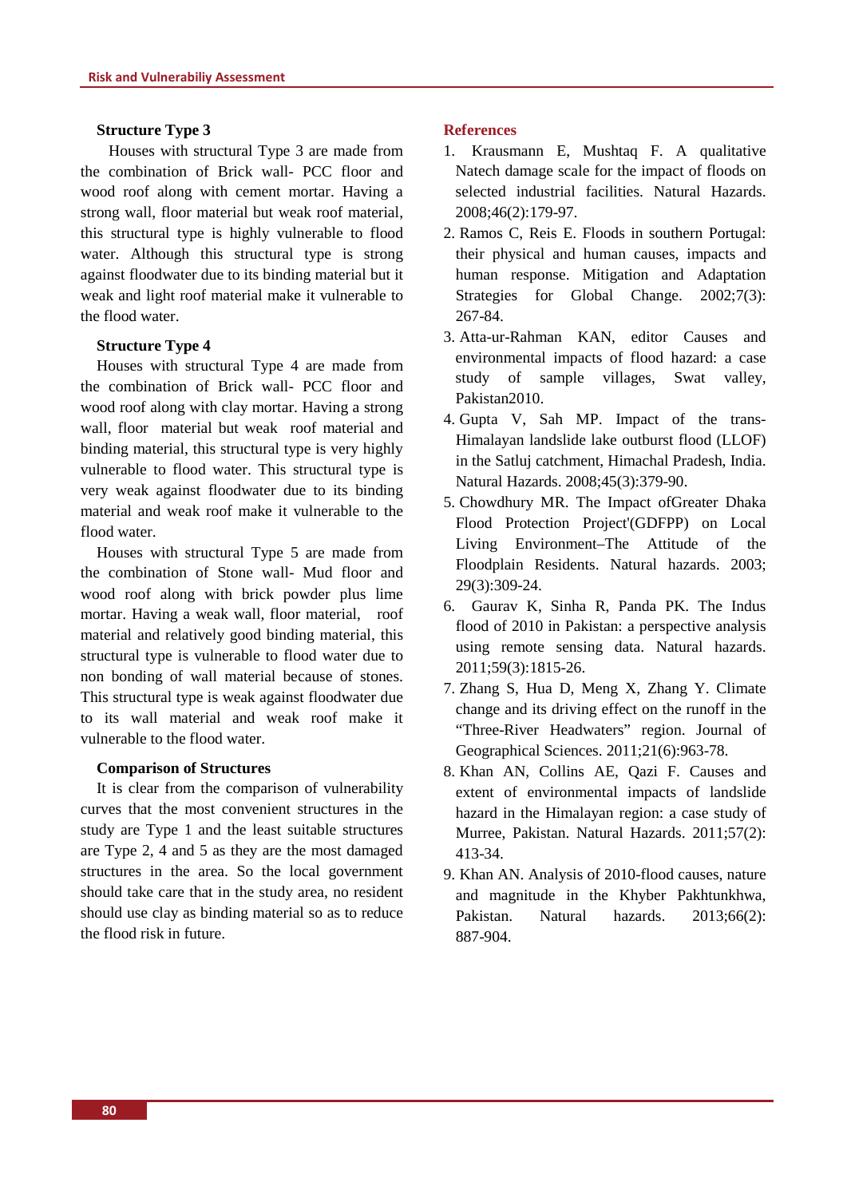### Structure Type 3

Houses with structural Type 3 are made from the combination of Brick wall- PCC floor and wood roof along with cement mortar. Having a strong wall, floor material but weak roof material, this structural type is highly vulnerable to flood water. Although this structural type is strong against floodwater due to its binding material but it weak and light roof material make it vulnerable to the flood water.

### Structure Type 4

Houses with structural Type 4 are made from the combination of Brick wall- PCC floor and wood roof along with clay mortar. Having a strong wall, floor material but weak roof material and binding material, this structural type is very highly vulnerable to flood water. This structural type is very weak against floodwater due to its binding material and weak roof make it vulnerable to the flood water.

Houses with structural Type 5 are made from the combination of Stone wall- Mud floor and wood roof along with brick powder plus lime mortar. Having a weak wall, floor material, roof material and relatively good binding material, this structural type is vulnerable to flood water due to non bonding of wall material because of stones. This structural type is weak against floodwater due to its wall material and weak roof make it vulnerable to the flood water.

### Comparison of Structures

It is clear from the comparison of vulnerability curves that the most convenient structures in the study are Type 1 and the least suitable structures are Type 2, 4 and 5 as they are the most damaged structures in the area. So the local government should take care that in the study area, no resident should use clay as binding material so as to reduce the flood risk in future.

## References

1. Krausmann E, Mushtaq F. A qualitative Natech damage scale for the impact of floods on selected industrial facilities. Natural Hazards. 2008;46(2):179-97.
2. Ramos C, Reis E. Floods in southern Portugal: their physical and human causes, impacts and human response. Mitigation and Adaptation Strategies for Global Change. 2002;7(3): 267-84.
3. Atta-ur-Rahman KAN, editor Causes and environmental impacts of flood hazard: a case study of sample villages, Swat valley, Pakistan2010.
4. Gupta V, Sah MP. Impact of the trans-Himalayan landslide lake outburst flood (LLOF) in the Satluj catchment, Himachal Pradesh, India. Natural Hazards. 2008;45(3):379-90.
5. Chowdhury MR. The Impact ofGreater Dhaka Flood Protection Project'(GDFPP) on Local Living Environment–The Attitude of the Floodplain Residents. Natural hazards. 2003; 29(3):309-24.
6. Gaurav K, Sinha R, Panda PK. The Indus flood of 2010 in Pakistan: a perspective analysis using remote sensing data. Natural hazards. 2011;59(3):1815-26.
7. Zhang S, Hua D, Meng X, Zhang Y. Climate change and its driving effect on the runoff in the "Three-River Headwaters" region. Journal of Geographical Sciences. 2011;21(6):963-78.
8. Khan AN, Collins AE, Qazi F. Causes and extent of environmental impacts of landslide hazard in the Himalayan region: a case study of Murree, Pakistan. Natural Hazards. 2011;57(2): 413-34.
9. Khan AN. Analysis of 2010-flood causes, nature and magnitude in the Khyber Pakhtunkhwa, Pakistan. Natural hazards. 2013;66(2): 887-904.